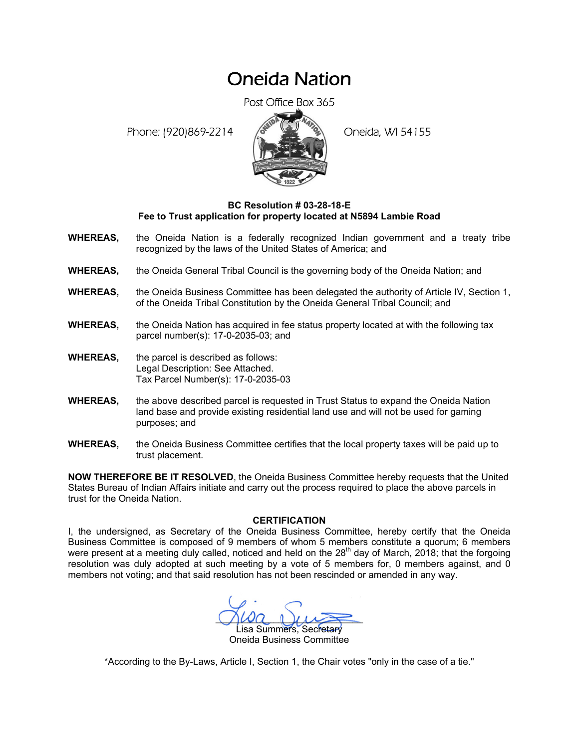# Oneida Nation

Post Office Box 365

Phone: (920)869-2214 Oneida, WI 54155

**BC Resolution # 03-28-18-E**
**Fee to Trust application for property located at N5894 Lambie Road**

**WHEREAS,** the Oneida Nation is a federally recognized Indian government and a treaty tribe recognized by the laws of the United States of America; and

**WHEREAS,** the Oneida General Tribal Council is the governing body of the Oneida Nation; and

**WHEREAS,** the Oneida Business Committee has been delegated the authority of Article IV, Section 1, of the Oneida Tribal Constitution by the Oneida General Tribal Council; and

**WHEREAS,** the Oneida Nation has acquired in fee status property located at with the following tax parcel number(s): 17-0-2035-03; and

**WHEREAS,** the parcel is described as follows:
Legal Description: See Attached.
Tax Parcel Number(s): 17-0-2035-03

**WHEREAS,** the above described parcel is requested in Trust Status to expand the Oneida Nation land base and provide existing residential land use and will not be used for gaming purposes; and

**WHEREAS,** the Oneida Business Committee certifies that the local property taxes will be paid up to trust placement.

**NOW THEREFORE BE IT RESOLVED**, the Oneida Business Committee hereby requests that the United States Bureau of Indian Affairs initiate and carry out the process required to place the above parcels in trust for the Oneida Nation.

**CERTIFICATION**

I, the undersigned, as Secretary of the Oneida Business Committee, hereby certify that the Oneida Business Committee is composed of 9 members of whom 5 members constitute a quorum; 6 members were present at a meeting duly called, noticed and held on the 28th day of March, 2018; that the forgoing resolution was duly adopted at such meeting by a vote of 5 members for, 0 members against, and 0 members not voting; and that said resolution has not been rescinded or amended in any way.

Lisa Summers, Secretary
Oneida Business Committee

*According to the By-Laws, Article I, Section 1, the Chair votes "only in the case of a tie."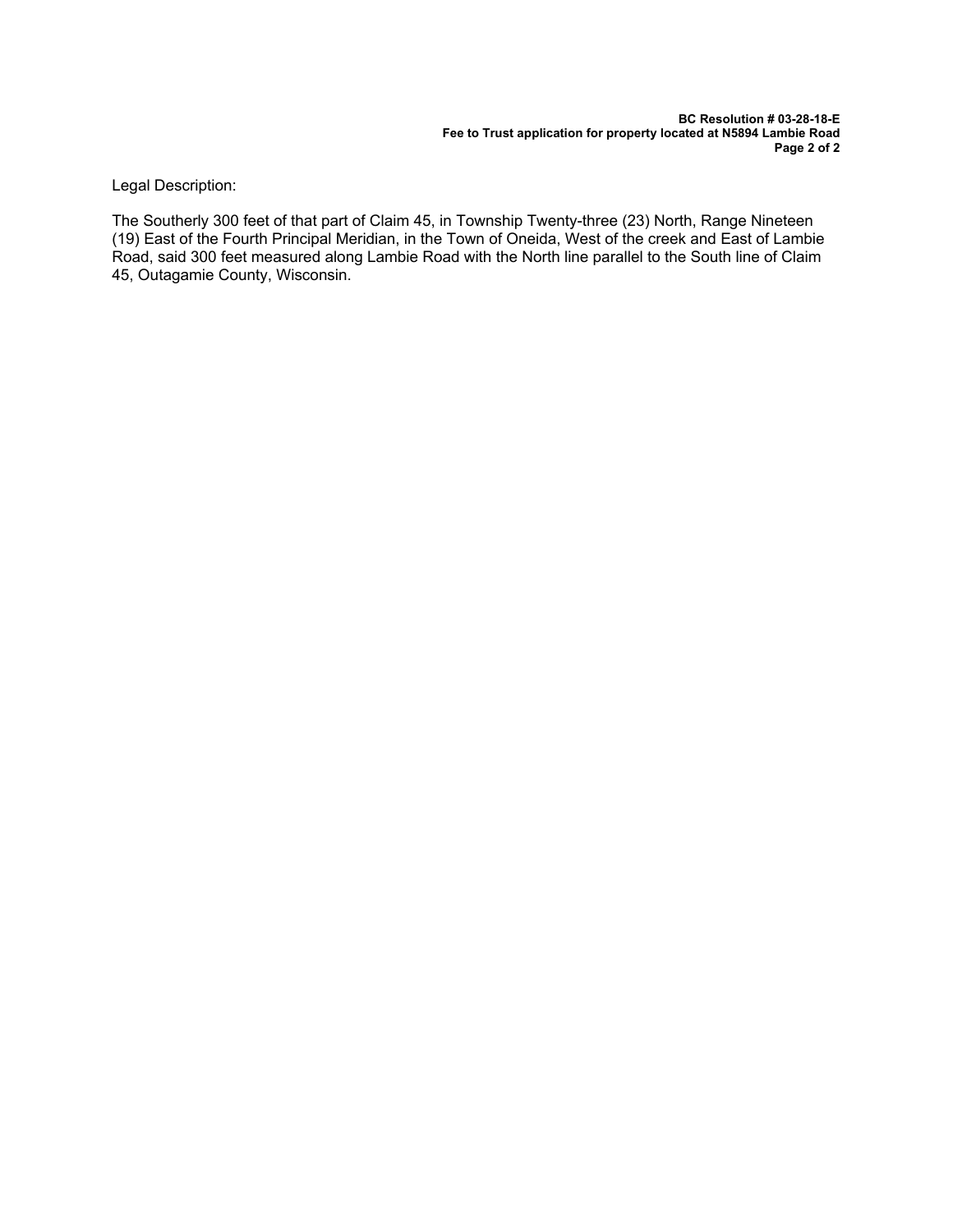Legal Description:

The Southerly 300 feet of that part of Claim 45, in Township Twenty-three (23) North, Range Nineteen (19) East of the Fourth Principal Meridian, in the Town of Oneida, West of the creek and East of Lambie Road, said 300 feet measured along Lambie Road with the North line parallel to the South line of Claim 45, Outagamie County, Wisconsin.